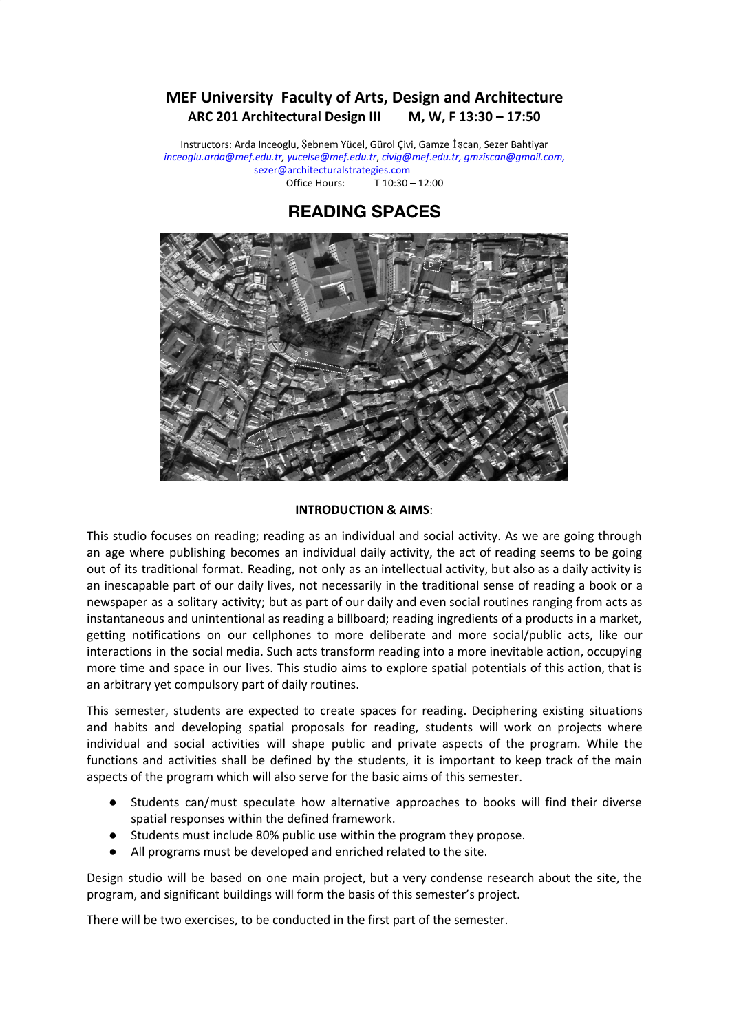# MEF University Faculty of Arts, Design and Architecture

**ARC 201 Architectural Design III M, W, F 13:30 – 17:50**

Instructors: Arda Inceoglu, Şebnem Yücel, Gürol Çivi, Gamze İşcan, Sezer Bahtiyar
*inceoglu.arda@mef.edu.tr, yucelse@mef.edu.tr, civig@mef.edu.tr, gmziscan@gmail.com,*
sezer@architecturalstrategies.com
Office Hours: T 10:30 – 12:00

## READING SPACES

**INTRODUCTION & AIMS**:

This studio focuses on reading; reading as an individual and social activity. As we are going through an age where publishing becomes an individual daily activity, the act of reading seems to be going out of its traditional format. Reading, not only as an intellectual activity, but also as a daily activity is an inescapable part of our daily lives, not necessarily in the traditional sense of reading a book or a newspaper as a solitary activity; but as part of our daily and even social routines ranging from acts as instantaneous and unintentional as reading a billboard; reading ingredients of a products in a market, getting notifications on our cellphones to more deliberate and more social/public acts, like our interactions in the social media. Such acts transform reading into a more inevitable action, occupying more time and space in our lives. This studio aims to explore spatial potentials of this action, that is an arbitrary yet compulsory part of daily routines.

This semester, students are expected to create spaces for reading. Deciphering existing situations and habits and developing spatial proposals for reading, students will work on projects where individual and social activities will shape public and private aspects of the program. While the functions and activities shall be defined by the students, it is important to keep track of the main aspects of the program which will also serve for the basic aims of this semester.

- Students can/must speculate how alternative approaches to books will find their diverse spatial responses within the defined framework.
- Students must include 80% public use within the program they propose.
- All programs must be developed and enriched related to the site.

Design studio will be based on one main project, but a very condense research about the site, the program, and significant buildings will form the basis of this semester's project.

There will be two exercises, to be conducted in the first part of the semester.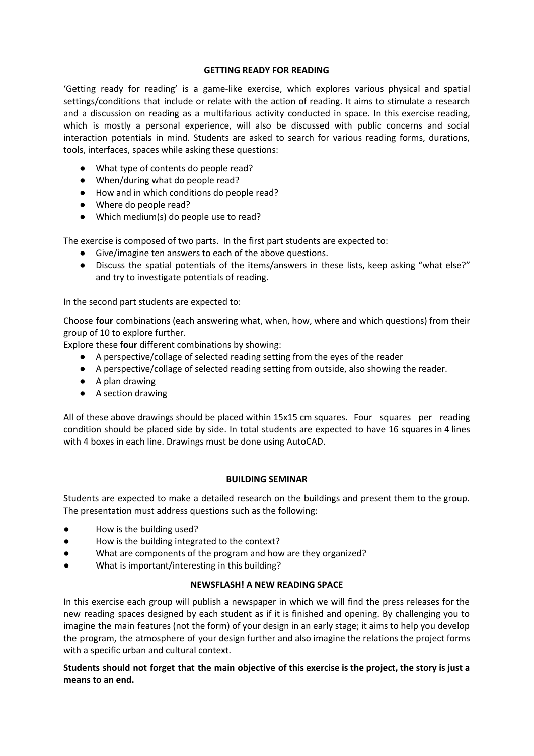## GETTING READY FOR READING

'Getting ready for reading' is a game-like exercise, which explores various physical and spatial settings/conditions that include or relate with the action of reading. It aims to stimulate a research and a discussion on reading as a multifarious activity conducted in space. In this exercise reading, which is mostly a personal experience, will also be discussed with public concerns and social interaction potentials in mind. Students are asked to search for various reading forms, durations, tools, interfaces, spaces while asking these questions:

- What type of contents do people read?
- When/during what do people read?
- How and in which conditions do people read?
- Where do people read?
- Which medium(s) do people use to read?

The exercise is composed of two parts. In the first part students are expected to:

- Give/imagine ten answers to each of the above questions.
- Discuss the spatial potentials of the items/answers in these lists, keep asking "what else?" and try to investigate potentials of reading.

In the second part students are expected to:

Choose **four** combinations (each answering what, when, how, where and which questions) from their group of 10 to explore further.

Explore these **four** different combinations by showing:

- A perspective/collage of selected reading setting from the eyes of the reader
- A perspective/collage of selected reading setting from outside, also showing the reader.
- A plan drawing
- A section drawing

All of these above drawings should be placed within 15x15 cm squares. Four squares per reading condition should be placed side by side. In total students are expected to have 16 squares in 4 lines with 4 boxes in each line. Drawings must be done using AutoCAD.

## BUILDING SEMINAR

Students are expected to make a detailed research on the buildings and present them to the group. The presentation must address questions such as the following:

- How is the building used?
- How is the building integrated to the context?
- What are components of the program and how are they organized?
- What is important/interesting in this building?

## NEWSFLASH! A NEW READING SPACE

In this exercise each group will publish a newspaper in which we will find the press releases for the new reading spaces designed by each student as if it is finished and opening. By challenging you to imagine the main features (not the form) of your design in an early stage; it aims to help you develop the program, the atmosphere of your design further and also imagine the relations the project forms with a specific urban and cultural context.

**Students should not forget that the main objective of this exercise is the project, the story is just a means to an end.**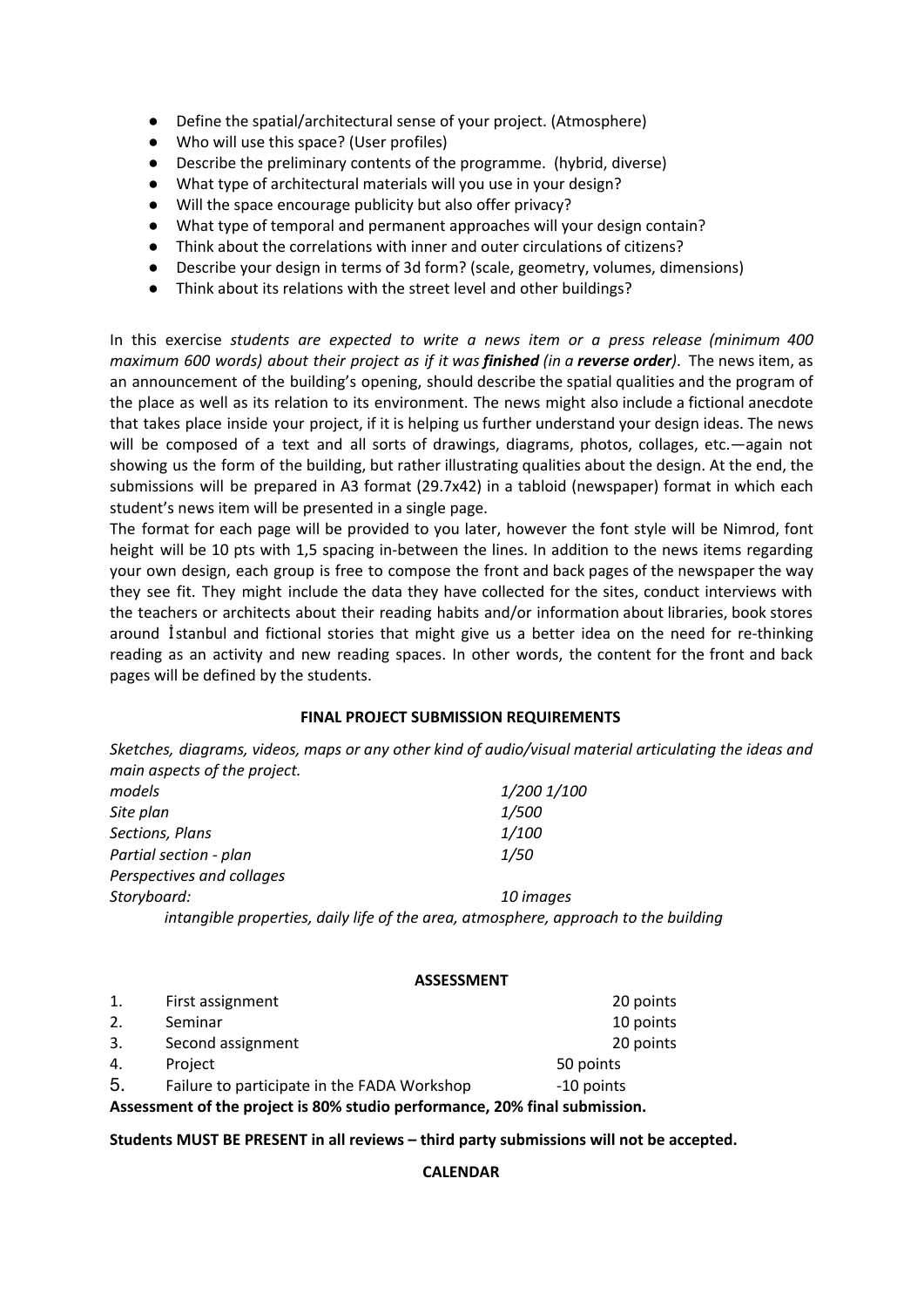- Define the spatial/architectural sense of your project. (Atmosphere)
- Who will use this space? (User profiles)
- Describe the preliminary contents of the programme. (hybrid, diverse)
- What type of architectural materials will you use in your design?
- Will the space encourage publicity but also offer privacy?
- What type of temporal and permanent approaches will your design contain?
- Think about the correlations with inner and outer circulations of citizens?
- Describe your design in terms of 3d form? (scale, geometry, volumes, dimensions)
- Think about its relations with the street level and other buildings?

In this exercise *students are expected to write a news item or a press release (minimum 400 maximum 600 words) about their project as if it was* ***finished*** *(in a* ***reverse order****)*. The news item, as an announcement of the building's opening, should describe the spatial qualities and the program of the place as well as its relation to its environment. The news might also include a fictional anecdote that takes place inside your project, if it is helping us further understand your design ideas. The news will be composed of a text and all sorts of drawings, diagrams, photos, collages, etc.—again not showing us the form of the building, but rather illustrating qualities about the design. At the end, the submissions will be prepared in A3 format (29.7x42) in a tabloid (newspaper) format in which each student's news item will be presented in a single page.

The format for each page will be provided to you later, however the font style will be Nimrod, font height will be 10 pts with 1,5 spacing in-between the lines. In addition to the news items regarding your own design, each group is free to compose the front and back pages of the newspaper the way they see fit. They might include the data they have collected for the sites, conduct interviews with the teachers or architects about their reading habits and/or information about libraries, book stores around İstanbul and fictional stories that might give us a better idea on the need for re-thinking reading as an activity and new reading spaces. In other words, the content for the front and back pages will be defined by the students.

**FINAL PROJECT SUBMISSION REQUIREMENTS**

*Sketches, diagrams, videos, maps or any other kind of audio/visual material articulating the ideas and main aspects of the project.*

| | |
|---|---|
| *models* | *1/200 1/100* |
| *Site plan* | *1/500* |
| *Sections, Plans* | *1/100* |
| *Partial section - plan* | *1/50* |
| *Perspectives and collages* | |
| *Storyboard:* | *10 images* |

*intangible properties, daily life of the area, atmosphere, approach to the building*

**ASSESSMENT**

| | | |
|---|---|---|
| 1. | First assignment | 20 points |
| 2. | Seminar | 10 points |
| 3. | Second assignment | 20 points |
| 4. | Project | 50 points |
| 5. | Failure to participate in the FADA Workshop | -10 points |

**Assessment of the project is 80% studio performance, 20% final submission.**

**Students MUST BE PRESENT in all reviews – third party submissions will not be accepted.**

**CALENDAR**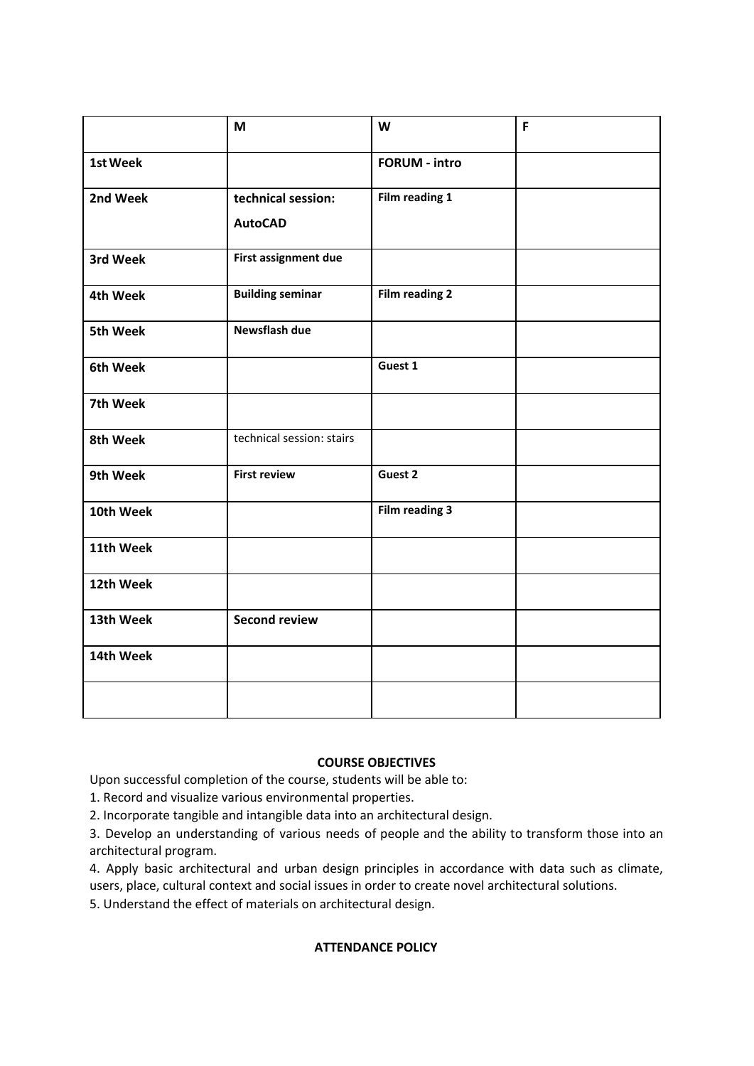| | M | W | F |
|---|---|---|---|
| **1st Week** | | **FORUM - intro** | |
| **2nd Week** | **technical session: AutoCAD** | **Film reading 1** | |
| **3rd Week** | **First assignment due** | | |
| **4th Week** | **Building seminar** | **Film reading 2** | |
| **5th Week** | **Newsflash due** | | |
| **6th Week** | | **Guest 1** | |
| **7th Week** | | | |
| **8th Week** | technical session: stairs | | |
| **9th Week** | **First review** | **Guest 2** | |
| **10th Week** | | **Film reading 3** | |
| **11th Week** | | | |
| **12th Week** | | | |
| **13th Week** | **Second review** | | |
| **14th Week** | | | |
| | | | |

**COURSE OBJECTIVES**

Upon successful completion of the course, students will be able to:

1. Record and visualize various environmental properties.
2. Incorporate tangible and intangible data into an architectural design.
3. Develop an understanding of various needs of people and the ability to transform those into an architectural program.
4. Apply basic architectural and urban design principles in accordance with data such as climate, users, place, cultural context and social issues in order to create novel architectural solutions.
5. Understand the effect of materials on architectural design.

**ATTENDANCE POLICY**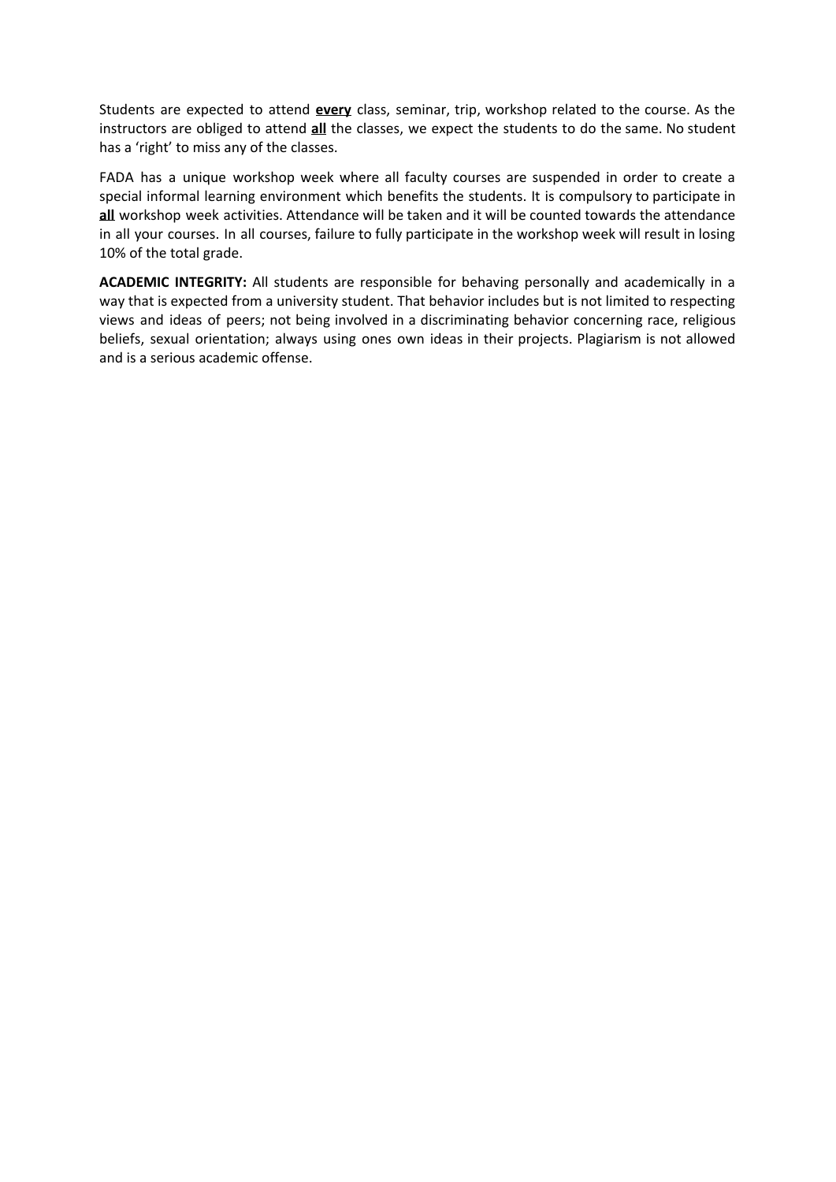Students are expected to attend <u>**every**</u> class, seminar, trip, workshop related to the course. As the instructors are obliged to attend <u>**all**</u> the classes, we expect the students to do the same. No student has a 'right' to miss any of the classes.

FADA has a unique workshop week where all faculty courses are suspended in order to create a special informal learning environment which benefits the students. It is compulsory to participate in <u>**all**</u> workshop week activities. Attendance will be taken and it will be counted towards the attendance in all your courses. In all courses, failure to fully participate in the workshop week will result in losing 10% of the total grade.

**ACADEMIC INTEGRITY:** All students are responsible for behaving personally and academically in a way that is expected from a university student. That behavior includes but is not limited to respecting views and ideas of peers; not being involved in a discriminating behavior concerning race, religious beliefs, sexual orientation; always using ones own ideas in their projects. Plagiarism is not allowed and is a serious academic offense.